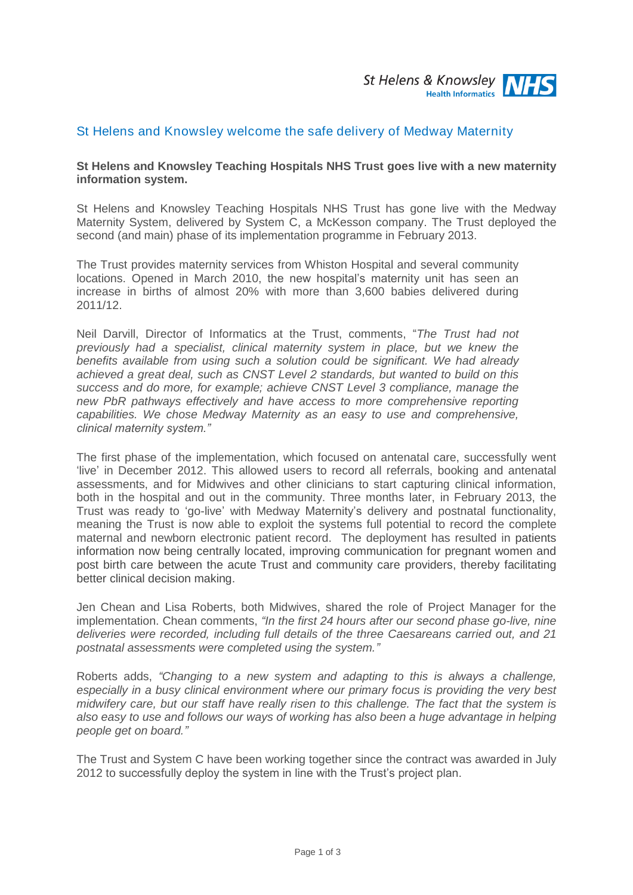# St Helens and Knowsley welcome the safe delivery of Medway Maternity

**St Helens and Knowsley Teaching Hospitals NHS Trust goes live with a new maternity information system.**

St Helens and Knowsley Teaching Hospitals NHS Trust has gone live with the Medway Maternity System, delivered by System C, a McKesson company. The Trust deployed the second (and main) phase of its implementation programme in February 2013.

The Trust provides maternity services from Whiston Hospital and several community locations. Opened in March 2010, the new hospital's maternity unit has seen an increase in births of almost 20% with more than 3,600 babies delivered during 2011/12.

Neil Darvill, Director of Informatics at the Trust, comments, "*The Trust had not previously had a specialist, clinical maternity system in place, but we knew the benefits available from using such a solution could be significant. We had already achieved a great deal, such as CNST Level 2 standards, but wanted to build on this success and do more, for example; achieve CNST Level 3 compliance, manage the new PbR pathways effectively and have access to more comprehensive reporting capabilities. We chose Medway Maternity as an easy to use and comprehensive, clinical maternity system."*

The first phase of the implementation, which focused on antenatal care, successfully went 'live' in December 2012. This allowed users to record all referrals, booking and antenatal assessments, and for Midwives and other clinicians to start capturing clinical information, both in the hospital and out in the community. Three months later, in February 2013, the Trust was ready to 'go-live' with Medway Maternity's delivery and postnatal functionality, meaning the Trust is now able to exploit the systems full potential to record the complete maternal and newborn electronic patient record. The deployment has resulted in patients information now being centrally located, improving communication for pregnant women and post birth care between the acute Trust and community care providers, thereby facilitating better clinical decision making.

Jen Chean and Lisa Roberts, both Midwives, shared the role of Project Manager for the implementation. Chean comments, *"In the first 24 hours after our second phase go-live, nine deliveries were recorded, including full details of the three Caesareans carried out, and 21 postnatal assessments were completed using the system."*

Roberts adds, *"Changing to a new system and adapting to this is always a challenge, especially in a busy clinical environment where our primary focus is providing the very best midwifery care, but our staff have really risen to this challenge. The fact that the system is also easy to use and follows our ways of working has also been a huge advantage in helping people get on board."*

The Trust and System C have been working together since the contract was awarded in July 2012 to successfully deploy the system in line with the Trust's project plan.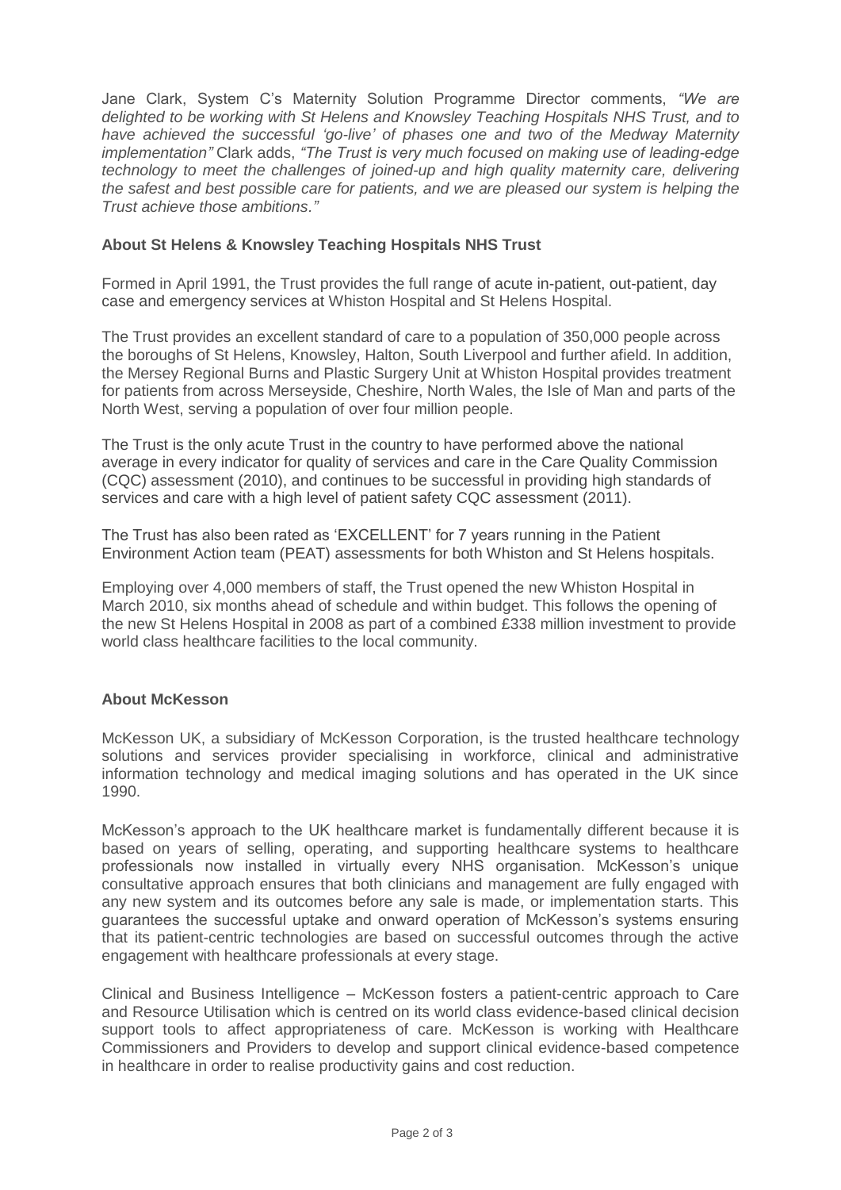Jane Clark, System C's Maternity Solution Programme Director comments, *"We are delighted to be working with St Helens and Knowsley Teaching Hospitals NHS Trust, and to have achieved the successful 'go-live' of phases one and two of the Medway Maternity implementation"* Clark adds, *"The Trust is very much focused on making use of leading-edge technology to meet the challenges of joined-up and high quality maternity care, delivering the safest and best possible care for patients, and we are pleased our system is helping the Trust achieve those ambitions."*

**About St Helens & Knowsley Teaching Hospitals NHS Trust**

Formed in April 1991, the Trust provides the full range of acute in-patient, out-patient, day case and emergency services at Whiston Hospital and St Helens Hospital.

The Trust provides an excellent standard of care to a population of 350,000 people across the boroughs of St Helens, Knowsley, Halton, South Liverpool and further afield. In addition, the Mersey Regional Burns and Plastic Surgery Unit at Whiston Hospital provides treatment for patients from across Merseyside, Cheshire, North Wales, the Isle of Man and parts of the North West, serving a population of over four million people.

The Trust is the only acute Trust in the country to have performed above the national average in every indicator for quality of services and care in the Care Quality Commission (CQC) assessment (2010), and continues to be successful in providing high standards of services and care with a high level of patient safety CQC assessment (2011).

The Trust has also been rated as 'EXCELLENT' for 7 years running in the Patient Environment Action team (PEAT) assessments for both Whiston and St Helens hospitals.

Employing over 4,000 members of staff, the Trust opened the new Whiston Hospital in March 2010, six months ahead of schedule and within budget. This follows the opening of the new St Helens Hospital in 2008 as part of a combined £338 million investment to provide world class healthcare facilities to the local community.

**About McKesson**

McKesson UK, a subsidiary of McKesson Corporation, is the trusted healthcare technology solutions and services provider specialising in workforce, clinical and administrative information technology and medical imaging solutions and has operated in the UK since 1990.

McKesson's approach to the UK healthcare market is fundamentally different because it is based on years of selling, operating, and supporting healthcare systems to healthcare professionals now installed in virtually every NHS organisation. McKesson's unique consultative approach ensures that both clinicians and management are fully engaged with any new system and its outcomes before any sale is made, or implementation starts. This guarantees the successful uptake and onward operation of McKesson's systems ensuring that its patient-centric technologies are based on successful outcomes through the active engagement with healthcare professionals at every stage.

Clinical and Business Intelligence – McKesson fosters a patient-centric approach to Care and Resource Utilisation which is centred on its world class evidence-based clinical decision support tools to affect appropriateness of care. McKesson is working with Healthcare Commissioners and Providers to develop and support clinical evidence-based competence in healthcare in order to realise productivity gains and cost reduction.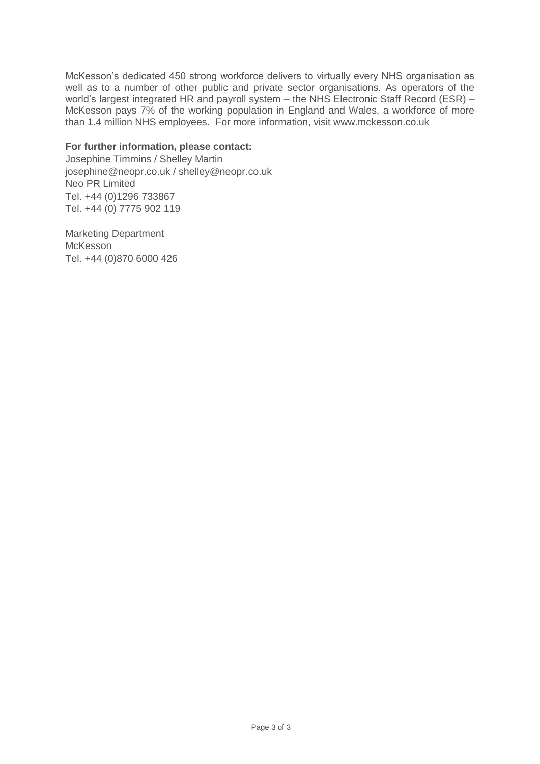McKesson's dedicated 450 strong workforce delivers to virtually every NHS organisation as well as to a number of other public and private sector organisations. As operators of the world's largest integrated HR and payroll system – the NHS Electronic Staff Record (ESR) – McKesson pays 7% of the working population in England and Wales, a workforce of more than 1.4 million NHS employees. For more information, visit www.mckesson.co.uk

**For further information, please contact:**

Josephine Timmins / Shelley Martin
josephine@neopr.co.uk / shelley@neopr.co.uk
Neo PR Limited
Tel. +44 (0)1296 733867
Tel. +44 (0) 7775 902 119

Marketing Department
McKesson
Tel. +44 (0)870 6000 426